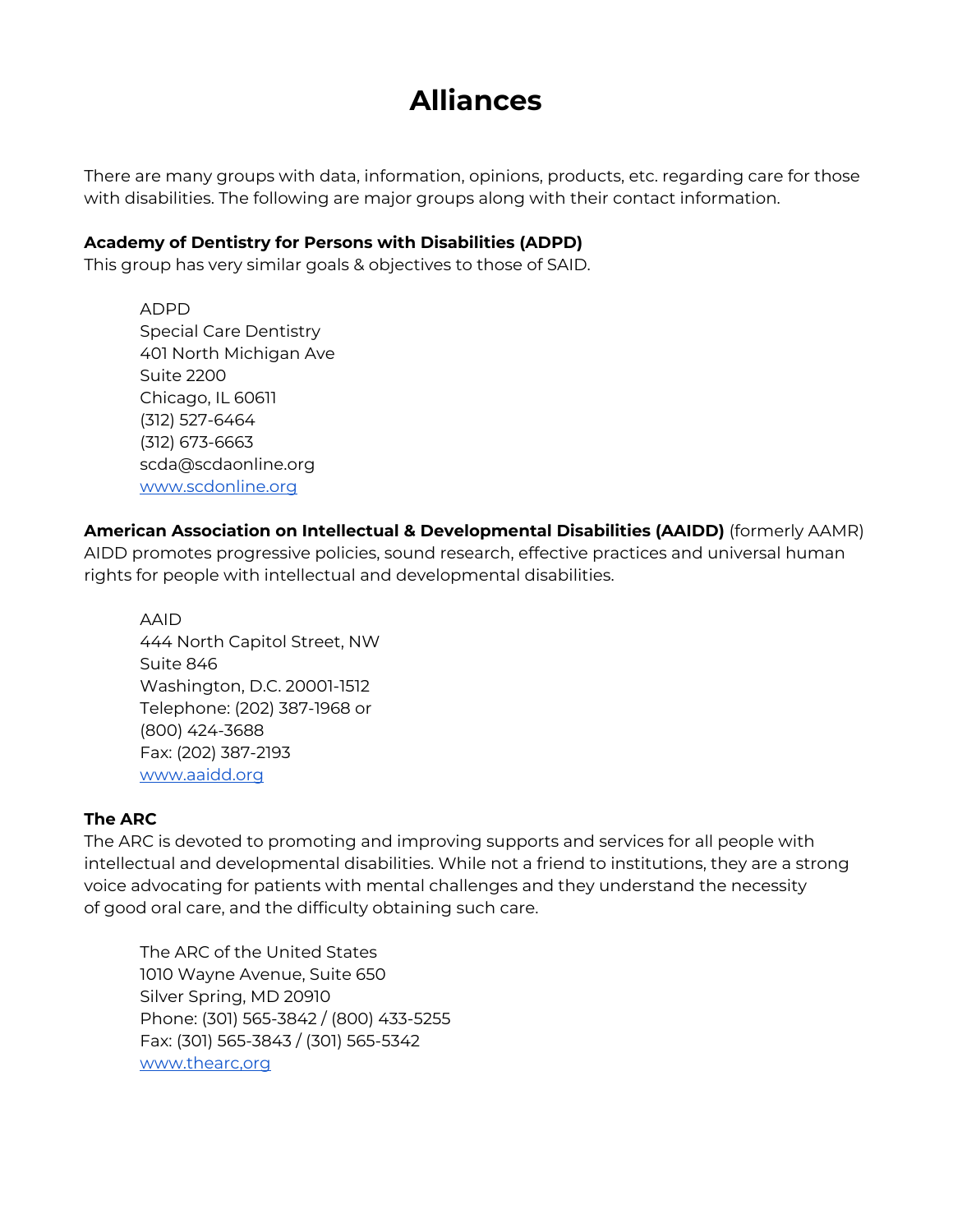# Alliances

There are many groups with data, information, opinions, products, etc. regarding care for those with disabilities. The following are major groups along with their contact information.

**Academy of Dentistry for Persons with Disabilities (ADPD)**
This group has very similar goals & objectives to those of SAID.

> ADPD
> Special Care Dentistry
> 401 North Michigan Ave
> Suite 2200
> Chicago, IL 60611
> (312) 527-6464
> (312) 673-6663
> scda@scdaonline.org
> [www.scdonline.org](www.scdonline.org)

**American Association on Intellectual & Developmental Disabilities (AAIDD)** (formerly AAMR)
AIDD promotes progressive policies, sound research, effective practices and universal human rights for people with intellectual and developmental disabilities.

> AAID
> 444 North Capitol Street, NW
> Suite 846
> Washington, D.C. 20001-1512
> Telephone: (202) 387-1968 or
> (800) 424-3688
> Fax: (202) 387-2193
> [www.aaidd.org](www.aaidd.org)

**The ARC**
The ARC is devoted to promoting and improving supports and services for all people with intellectual and developmental disabilities. While not a friend to institutions, they are a strong voice advocating for patients with mental challenges and they understand the necessity of good oral care, and the difficulty obtaining such care.

> The ARC of the United States
> 1010 Wayne Avenue, Suite 650
> Silver Spring, MD 20910
> Phone: (301) 565-3842 / (800) 433-5255
> Fax: (301) 565-3843 / (301) 565-5342
> [www.thearc,org](www.thearc,org)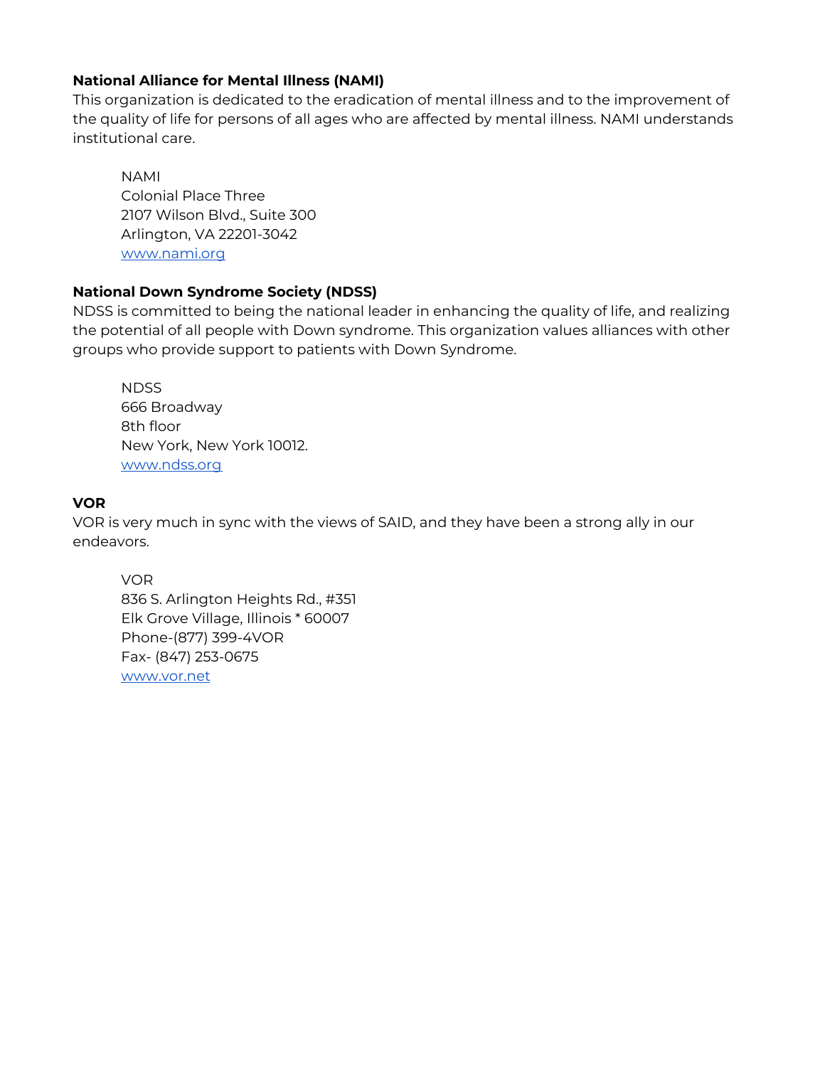**National Alliance for Mental Illness (NAMI)**
This organization is dedicated to the eradication of mental illness and to the improvement of the quality of life for persons of all ages who are affected by mental illness. NAMI understands institutional care.

> NAMI
> Colonial Place Three
> 2107 Wilson Blvd., Suite 300
> Arlington, VA 22201-3042
> [www.nami.org](http://www.nami.org)

**National Down Syndrome Society (NDSS)**
NDSS is committed to being the national leader in enhancing the quality of life, and realizing the potential of all people with Down syndrome. This organization values alliances with other groups who provide support to patients with Down Syndrome.

> NDSS
> 666 Broadway
> 8th floor
> New York, New York 10012.
> [www.ndss.org](http://www.ndss.org)

**VOR**
VOR is very much in sync with the views of SAID, and they have been a strong ally in our endeavors.

> VOR
> 836 S. Arlington Heights Rd., #351
> Elk Grove Village, Illinois * 60007
> Phone-(877) 399-4VOR
> Fax- (847) 253-0675
> [www.vor.net](http://www.vor.net)